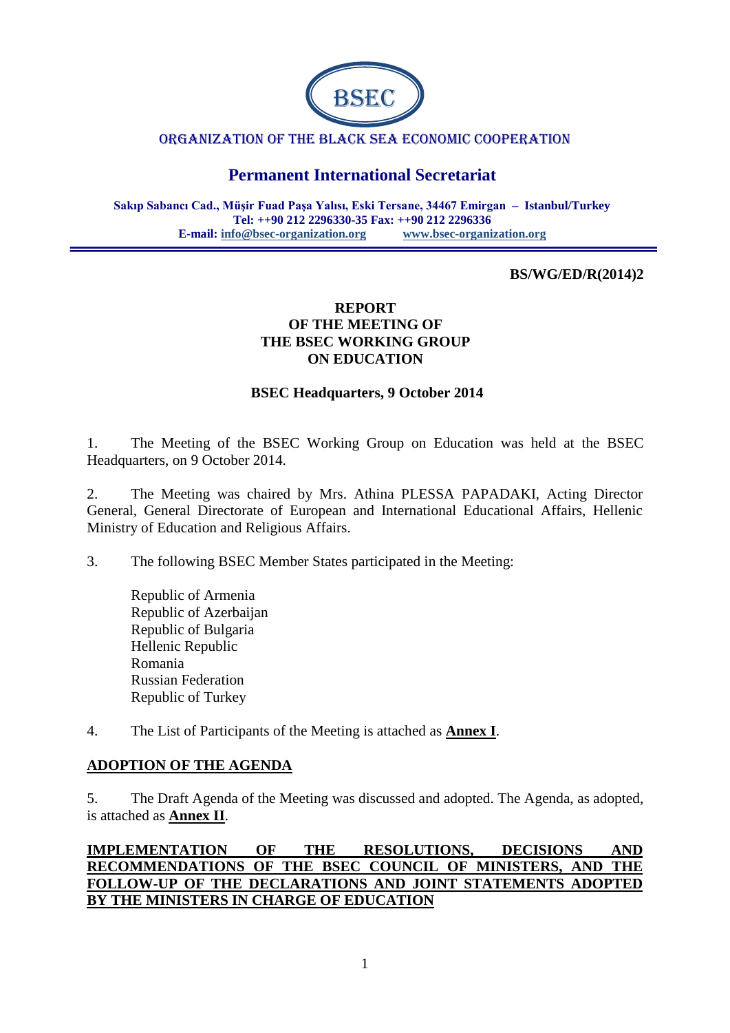ORGANIZATION OF THE BLACK SEA ECONOMIC COOPERATION

## Permanent International Secretariat

**Sakıp Sabancı Cad., Müşir Fuad Paşa Yalısı, Eski Tersane, 34467 Emirgan – Istanbul/Turkey**
**Tel: ++90 212 2296330-35 Fax: ++90 212 2296336**
**E-mail: info@bsec-organization.org www.bsec-organization.org**

**BS/WG/ED/R(2014)2**

# REPORT OF THE MEETING OF THE BSEC WORKING GROUP ON EDUCATION

**BSEC Headquarters, 9 October 2014**

1. The Meeting of the BSEC Working Group on Education was held at the BSEC Headquarters, on 9 October 2014.

2. The Meeting was chaired by Mrs. Athina PLESSA PAPADAKI, Acting Director General, General Directorate of European and International Educational Affairs, Hellenic Ministry of Education and Religious Affairs.

3. The following BSEC Member States participated in the Meeting:

   Republic of Armenia
   Republic of Azerbaijan
   Republic of Bulgaria
   Hellenic Republic
   Romania
   Russian Federation
   Republic of Turkey

4. The List of Participants of the Meeting is attached as **Annex I**.

## ADOPTION OF THE AGENDA

5. The Draft Agenda of the Meeting was discussed and adopted. The Agenda, as adopted, is attached as **Annex II**.

## IMPLEMENTATION OF THE RESOLUTIONS, DECISIONS AND RECOMMENDATIONS OF THE BSEC COUNCIL OF MINISTERS, AND THE FOLLOW-UP OF THE DECLARATIONS AND JOINT STATEMENTS ADOPTED BY THE MINISTERS IN CHARGE OF EDUCATION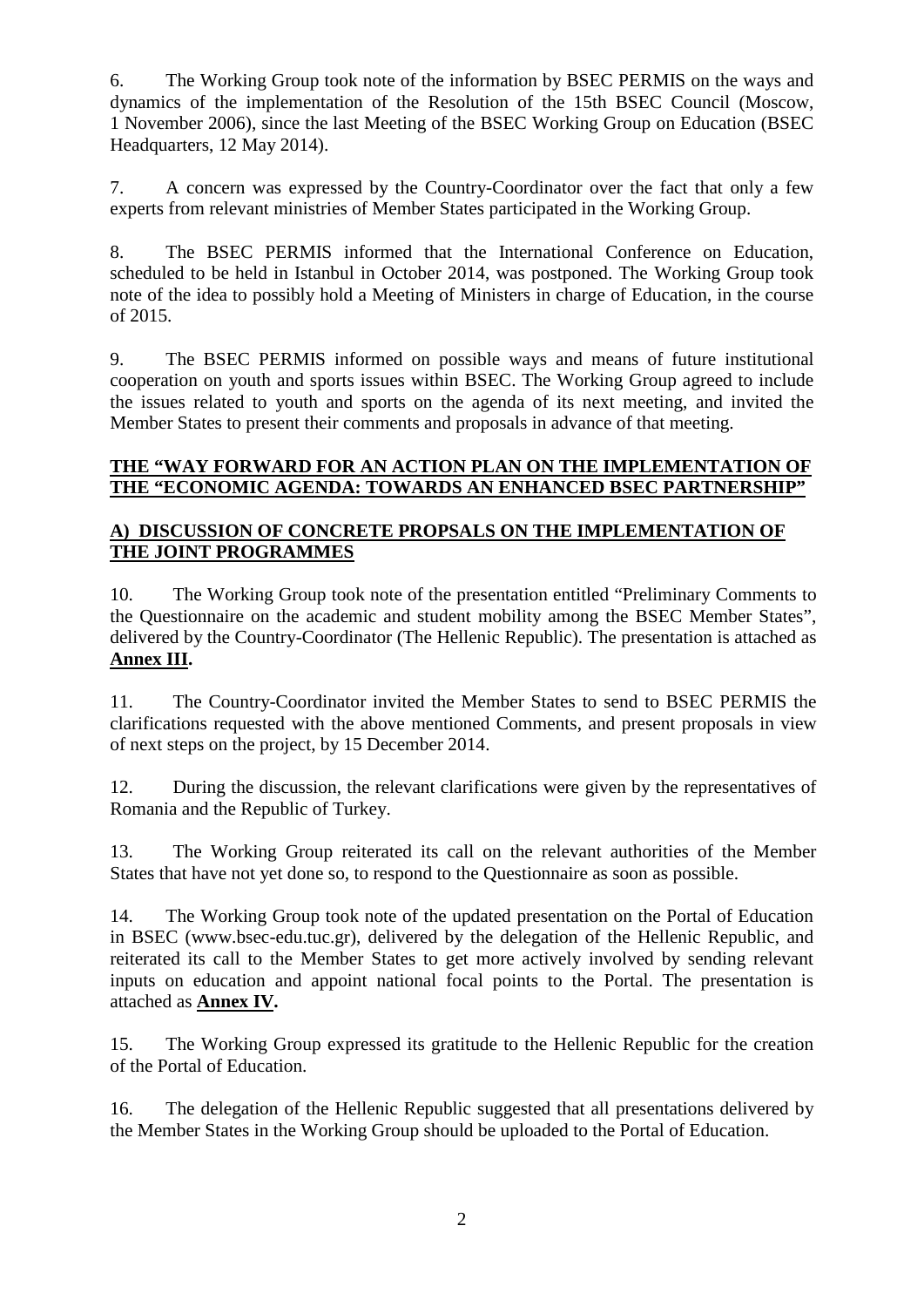6. The Working Group took note of the information by BSEC PERMIS on the ways and dynamics of the implementation of the Resolution of the 15th BSEC Council (Moscow, 1 November 2006), since the last Meeting of the BSEC Working Group on Education (BSEC Headquarters, 12 May 2014).

7. A concern was expressed by the Country-Coordinator over the fact that only a few experts from relevant ministries of Member States participated in the Working Group.

8. The BSEC PERMIS informed that the International Conference on Education, scheduled to be held in Istanbul in October 2014, was postponed. The Working Group took note of the idea to possibly hold a Meeting of Ministers in charge of Education, in the course of 2015.

9. The BSEC PERMIS informed on possible ways and means of future institutional cooperation on youth and sports issues within BSEC. The Working Group agreed to include the issues related to youth and sports on the agenda of its next meeting, and invited the Member States to present their comments and proposals in advance of that meeting.

**THE "WAY FORWARD FOR AN ACTION PLAN ON THE IMPLEMENTATION OF THE "ECONOMIC AGENDA: TOWARDS AN ENHANCED BSEC PARTNERSHIP"**

**A) DISCUSSION OF CONCRETE PROPSALS ON THE IMPLEMENTATION OF THE JOINT PROGRAMMES**

10. The Working Group took note of the presentation entitled "Preliminary Comments to the Questionnaire on the academic and student mobility among the BSEC Member States", delivered by the Country-Coordinator (The Hellenic Republic). The presentation is attached as **Annex III.**

11. The Country-Coordinator invited the Member States to send to BSEC PERMIS the clarifications requested with the above mentioned Comments, and present proposals in view of next steps on the project, by 15 December 2014.

12. During the discussion, the relevant clarifications were given by the representatives of Romania and the Republic of Turkey.

13. The Working Group reiterated its call on the relevant authorities of the Member States that have not yet done so, to respond to the Questionnaire as soon as possible.

14. The Working Group took note of the updated presentation on the Portal of Education in BSEC (www.bsec-edu.tuc.gr), delivered by the delegation of the Hellenic Republic, and reiterated its call to the Member States to get more actively involved by sending relevant inputs on education and appoint national focal points to the Portal. The presentation is attached as **Annex IV.**

15. The Working Group expressed its gratitude to the Hellenic Republic for the creation of the Portal of Education.

16. The delegation of the Hellenic Republic suggested that all presentations delivered by the Member States in the Working Group should be uploaded to the Portal of Education.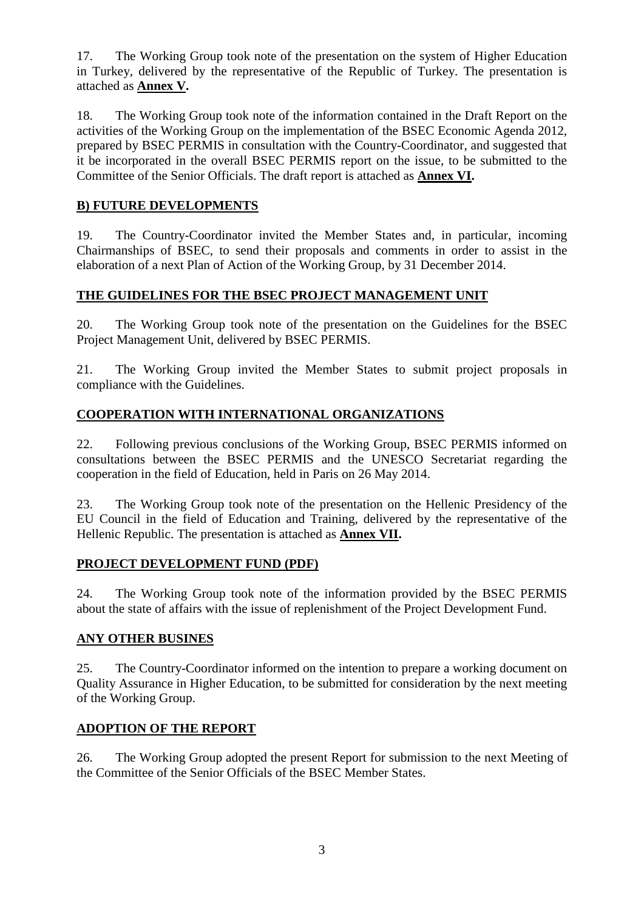17. The Working Group took note of the presentation on the system of Higher Education in Turkey, delivered by the representative of the Republic of Turkey. The presentation is attached as **Annex V.**

18. The Working Group took note of the information contained in the Draft Report on the activities of the Working Group on the implementation of the BSEC Economic Agenda 2012, prepared by BSEC PERMIS in consultation with the Country-Coordinator, and suggested that it be incorporated in the overall BSEC PERMIS report on the issue, to be submitted to the Committee of the Senior Officials. The draft report is attached as **Annex VI.**

## B) FUTURE DEVELOPMENTS

19. The Country-Coordinator invited the Member States and, in particular, incoming Chairmanships of BSEC, to send their proposals and comments in order to assist in the elaboration of a next Plan of Action of the Working Group, by 31 December 2014.

## THE GUIDELINES FOR THE BSEC PROJECT MANAGEMENT UNIT

20. The Working Group took note of the presentation on the Guidelines for the BSEC Project Management Unit, delivered by BSEC PERMIS.

21. The Working Group invited the Member States to submit project proposals in compliance with the Guidelines.

## COOPERATION WITH INTERNATIONAL ORGANIZATIONS

22. Following previous conclusions of the Working Group, BSEC PERMIS informed on consultations between the BSEC PERMIS and the UNESCO Secretariat regarding the cooperation in the field of Education, held in Paris on 26 May 2014.

23. The Working Group took note of the presentation on the Hellenic Presidency of the EU Council in the field of Education and Training, delivered by the representative of the Hellenic Republic. The presentation is attached as **Annex VII.**

## PROJECT DEVELOPMENT FUND (PDF)

24. The Working Group took note of the information provided by the BSEC PERMIS about the state of affairs with the issue of replenishment of the Project Development Fund.

## ANY OTHER BUSINES

25. The Country-Coordinator informed on the intention to prepare a working document on Quality Assurance in Higher Education, to be submitted for consideration by the next meeting of the Working Group.

## ADOPTION OF THE REPORT

26. The Working Group adopted the present Report for submission to the next Meeting of the Committee of the Senior Officials of the BSEC Member States.